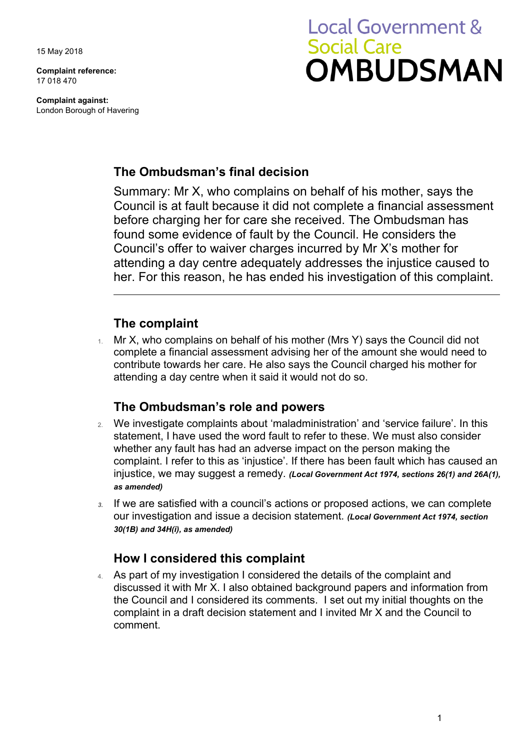15 May 2018

**Complaint reference:**
17 018 470

**Complaint against:**
London Borough of Havering

Local Government &
Social Care
**OMBUDSMAN**

## The Ombudsman's final decision

Summary: Mr X, who complains on behalf of his mother, says the Council is at fault because it did not complete a financial assessment before charging her for care she received. The Ombudsman has found some evidence of fault by the Council. He considers the Council's offer to waiver charges incurred by Mr X's mother for attending a day centre adequately addresses the injustice caused to her. For this reason, he has ended his investigation of this complaint.

## The complaint

1. Mr X, who complains on behalf of his mother (Mrs Y) says the Council did not complete a financial assessment advising her of the amount she would need to contribute towards her care. He also says the Council charged his mother for attending a day centre when it said it would not do so.

## The Ombudsman's role and powers

2. We investigate complaints about 'maladministration' and 'service failure'. In this statement, I have used the word fault to refer to these. We must also consider whether any fault has had an adverse impact on the person making the complaint. I refer to this as 'injustice'. If there has been fault which has caused an injustice, we may suggest a remedy. ***(Local Government Act 1974, sections 26(1) and 26A(1), as amended)***

3. If we are satisfied with a council's actions or proposed actions, we can complete our investigation and issue a decision statement. ***(Local Government Act 1974, section 30(1B) and 34H(i), as amended)***

## How I considered this complaint

4. As part of my investigation I considered the details of the complaint and discussed it with Mr X. I also obtained background papers and information from the Council and I considered its comments. I set out my initial thoughts on the complaint in a draft decision statement and I invited Mr X and the Council to comment.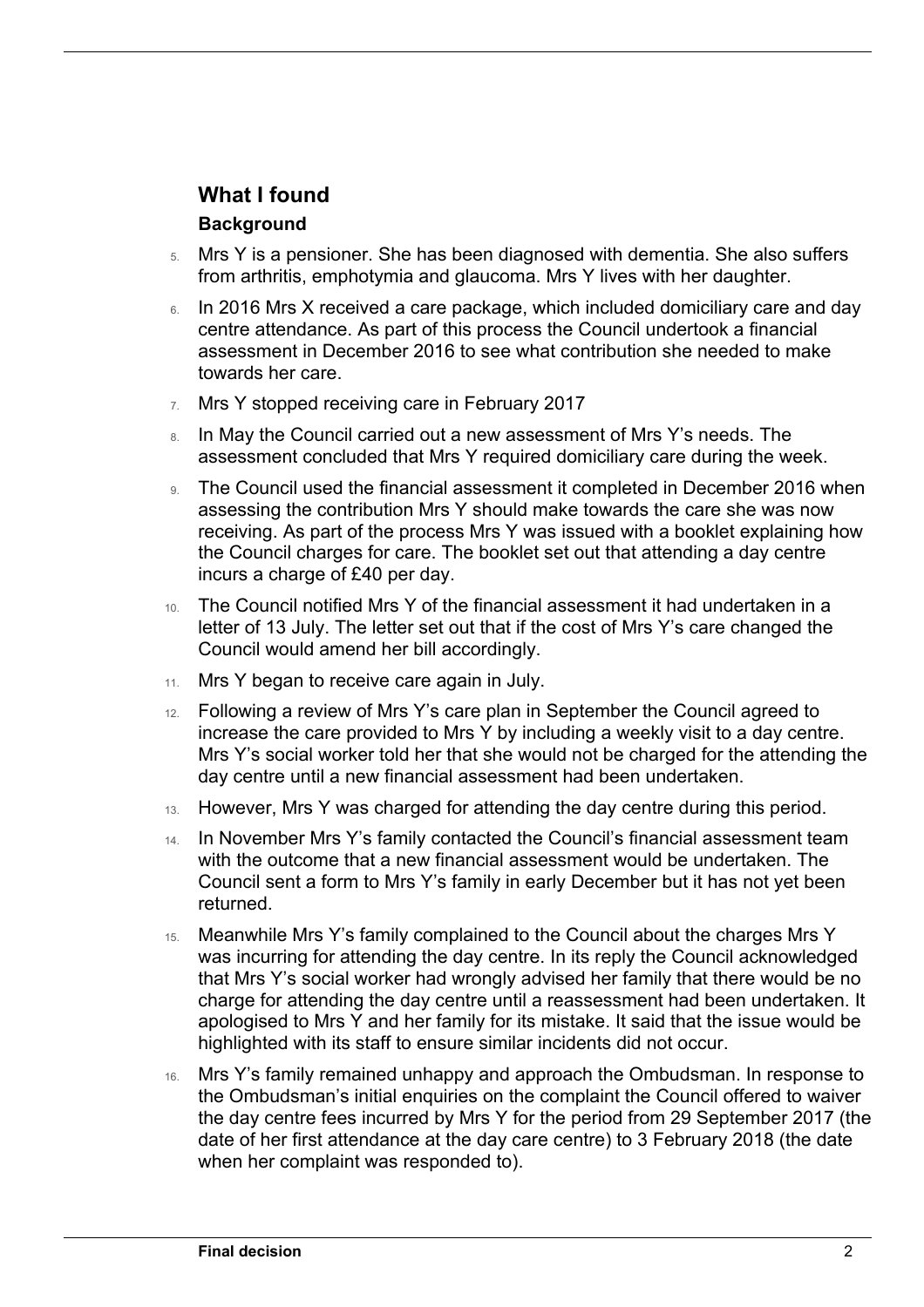## What I found

### Background

5. Mrs Y is a pensioner. She has been diagnosed with dementia. She also suffers from arthritis, emphotymia and glaucoma. Mrs Y lives with her daughter.
6. In 2016 Mrs X received a care package, which included domiciliary care and day centre attendance. As part of this process the Council undertook a financial assessment in December 2016 to see what contribution she needed to make towards her care.
7. Mrs Y stopped receiving care in February 2017
8. In May the Council carried out a new assessment of Mrs Y's needs. The assessment concluded that Mrs Y required domiciliary care during the week.
9. The Council used the financial assessment it completed in December 2016 when assessing the contribution Mrs Y should make towards the care she was now receiving. As part of the process Mrs Y was issued with a booklet explaining how the Council charges for care. The booklet set out that attending a day centre incurs a charge of £40 per day.
10. The Council notified Mrs Y of the financial assessment it had undertaken in a letter of 13 July. The letter set out that if the cost of Mrs Y's care changed the Council would amend her bill accordingly.
11. Mrs Y began to receive care again in July.
12. Following a review of Mrs Y's care plan in September the Council agreed to increase the care provided to Mrs Y by including a weekly visit to a day centre. Mrs Y's social worker told her that she would not be charged for the attending the day centre until a new financial assessment had been undertaken.
13. However, Mrs Y was charged for attending the day centre during this period.
14. In November Mrs Y's family contacted the Council's financial assessment team with the outcome that a new financial assessment would be undertaken. The Council sent a form to Mrs Y's family in early December but it has not yet been returned.
15. Meanwhile Mrs Y's family complained to the Council about the charges Mrs Y was incurring for attending the day centre. In its reply the Council acknowledged that Mrs Y's social worker had wrongly advised her family that there would be no charge for attending the day centre until a reassessment had been undertaken. It apologised to Mrs Y and her family for its mistake. It said that the issue would be highlighted with its staff to ensure similar incidents did not occur.
16. Mrs Y's family remained unhappy and approach the Ombudsman. In response to the Ombudsman's initial enquiries on the complaint the Council offered to waiver the day centre fees incurred by Mrs Y for the period from 29 September 2017 (the date of her first attendance at the day care centre) to 3 February 2018 (the date when her complaint was responded to).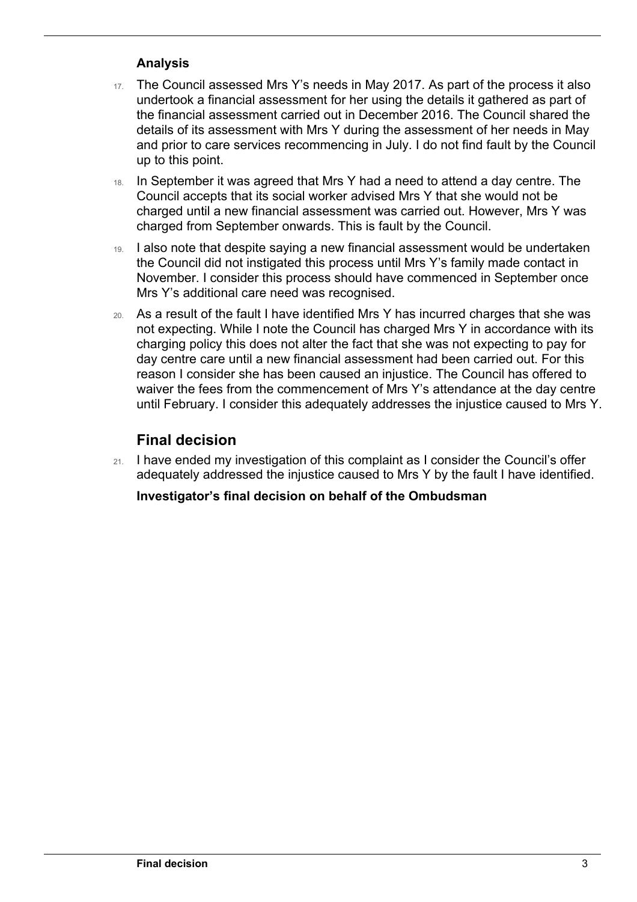### Analysis

17. The Council assessed Mrs Y's needs in May 2017. As part of the process it also undertook a financial assessment for her using the details it gathered as part of the financial assessment carried out in December 2016. The Council shared the details of its assessment with Mrs Y during the assessment of her needs in May and prior to care services recommencing in July. I do not find fault by the Council up to this point.

18. In September it was agreed that Mrs Y had a need to attend a day centre. The Council accepts that its social worker advised Mrs Y that she would not be charged until a new financial assessment was carried out. However, Mrs Y was charged from September onwards. This is fault by the Council.

19. I also note that despite saying a new financial assessment would be undertaken the Council did not instigated this process until Mrs Y's family made contact in November. I consider this process should have commenced in September once Mrs Y's additional care need was recognised.

20. As a result of the fault I have identified Mrs Y has incurred charges that she was not expecting. While I note the Council has charged Mrs Y in accordance with its charging policy this does not alter the fact that she was not expecting to pay for day centre care until a new financial assessment had been carried out. For this reason I consider she has been caused an injustice. The Council has offered to waiver the fees from the commencement of Mrs Y's attendance at the day centre until February. I consider this adequately addresses the injustice caused to Mrs Y.

## Final decision

21. I have ended my investigation of this complaint as I consider the Council's offer adequately addressed the injustice caused to Mrs Y by the fault I have identified.

**Investigator's final decision on behalf of the Ombudsman**